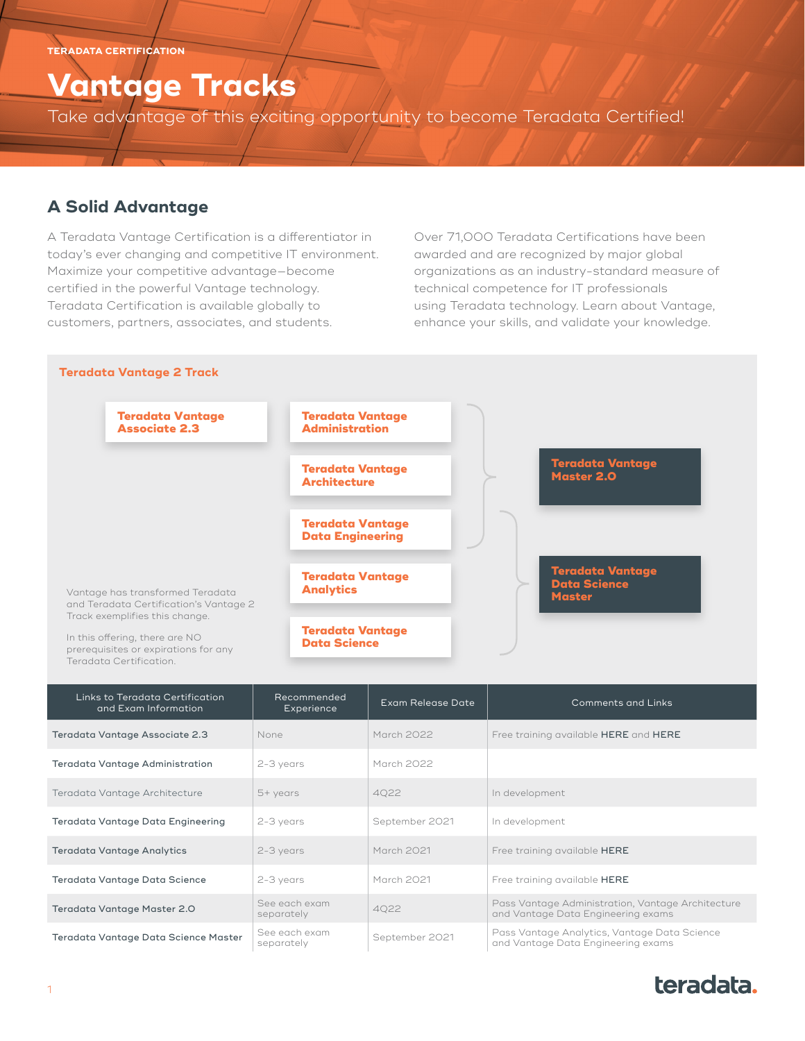TERADATA CERTIFICATION

# Vantage Tracks

Take advantage of this exciting opportunity to become Teradata Certified!

## A Solid Advantage

A Teradata Vantage Certification is a differentiator in today's ever changing and competitive IT environment. Maximize your competitive advantage—become certified in the powerful Vantage technology. Teradata Certification is available globally to customers, partners, associates, and students.

Over 71,000 Teradata Certifications have been awarded and are recognized by major global organizations as an industry-standard measure of technical competence for IT professionals using Teradata technology. Learn about Vantage, enhance your skills, and validate your knowledge.

### Teradata Vantage 2 Track

**Teradata Vantage Associate 2.3**

**Teradata Vantage Administration**

**Teradata Vantage Architecture**

**Teradata Vantage Data Engineering**

**Teradata Vantage Analytics**

**Teradata Vantage Data Science**

**Teradata Vantage Master 2.0**

**Teradata Vantage Data Science Master**

Vantage has transformed Teradata and Teradata Certification's Vantage 2 Track exemplifies this change.

In this offering, there are NO prerequisites or expirations for any Teradata Certification.

| Links to Teradata Certification and Exam Information | Recommended Experience | Exam Release Date | Comments and Links |
|---|---|---|---|
| Teradata Vantage Associate 2.3 | None | March 2022 | Free training available HERE and HERE |
| Teradata Vantage Administration | 2-3 years | March 2022 | |
| Teradata Vantage Architecture | 5+ years | 4Q22 | In development |
| Teradata Vantage Data Engineering | 2-3 years | September 2021 | In development |
| Teradata Vantage Analytics | 2-3 years | March 2021 | Free training available HERE |
| Teradata Vantage Data Science | 2-3 years | March 2021 | Free training available HERE |
| Teradata Vantage Master 2.0 | See each exam separately | 4Q22 | Pass Vantage Administration, Vantage Architecture and Vantage Data Engineering exams |
| Teradata Vantage Data Science Master | See each exam separately | September 2021 | Pass Vantage Analytics, Vantage Data Science and Vantage Data Engineering exams |

teradata.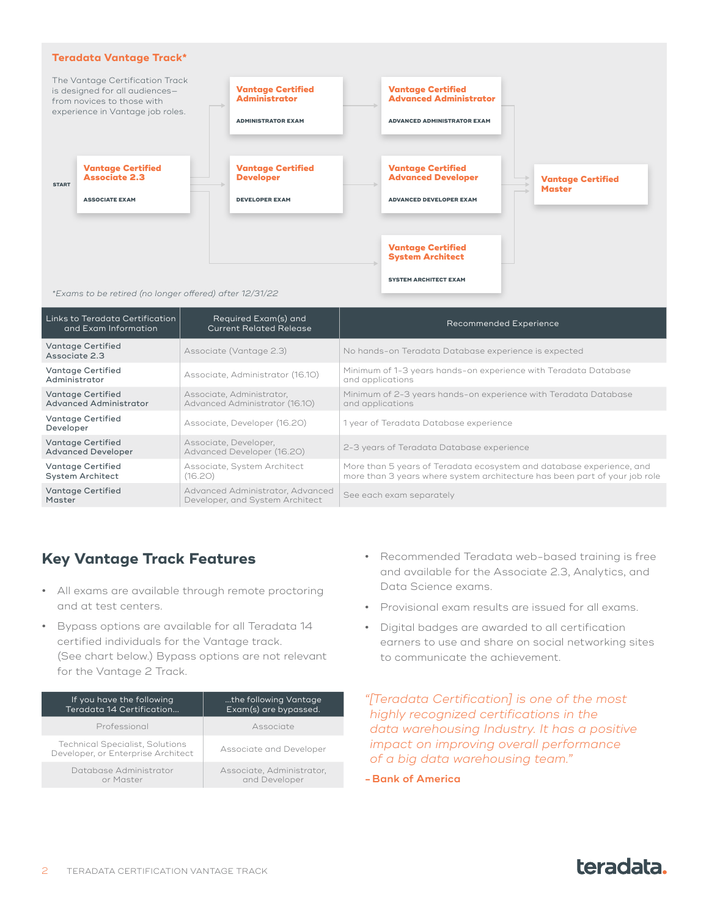## Teradata Vantage Track*

The Vantage Certification Track is designed for all audiences—from novices to those with experience in Vantage job roles.

START

**Vantage Certified Associate 2.3**
ASSOCIATE EXAM

**Vantage Certified Administrator**
ADMINISTRATOR EXAM

**Vantage Certified Developer**
DEVELOPER EXAM

**Vantage Certified Advanced Administrator**
ADVANCED ADMINISTRATOR EXAM

**Vantage Certified Advanced Developer**
ADVANCED DEVELOPER EXAM

**Vantage Certified System Architect**
SYSTEM ARCHITECT EXAM

**Vantage Certified Master**

*Exams to be retired (no longer offered) after 12/31/22*

| Links to Teradata Certification and Exam Information | Required Exam(s) and Current Related Release | Recommended Experience |
|---|---|---|
| Vantage Certified Associate 2.3 | Associate (Vantage 2.3) | No hands-on Teradata Database experience is expected |
| Vantage Certified Administrator | Associate, Administrator (16.10) | Minimum of 1-3 years hands-on experience with Teradata Database and applications |
| Vantage Certified Advanced Administrator | Associate, Administrator, Advanced Administrator (16.10) | Minimum of 2-3 years hands-on experience with Teradata Database and applications |
| Vantage Certified Developer | Associate, Developer (16.20) | 1 year of Teradata Database experience |
| Vantage Certified Advanced Developer | Associate, Developer, Advanced Developer (16.20) | 2-3 years of Teradata Database experience |
| Vantage Certified System Architect | Associate, System Architect (16.20) | More than 5 years of Teradata ecosystem and database experience, and more than 3 years where system architecture has been part of your job role |
| Vantage Certified Master | Advanced Administrator, Advanced Developer, and System Architect | See each exam separately |

## Key Vantage Track Features

- All exams are available through remote proctoring and at test centers.
- Bypass options are available for all Teradata 14 certified individuals for the Vantage track. (See chart below.) Bypass options are not relevant for the Vantage 2 Track.

| If you have the following Teradata 14 Certification... | ...the following Vantage Exam(s) are bypassed. |
|---|---|
| Professional | Associate |
| Technical Specialist, Solutions Developer, or Enterprise Architect | Associate and Developer |
| Database Administrator or Master | Associate, Administrator, and Developer |

- Recommended Teradata web-based training is free and available for the Associate 2.3, Analytics, and Data Science exams.
- Provisional exam results are issued for all exams.
- Digital badges are awarded to all certification earners to use and share on social networking sites to communicate the achievement.

*"[Teradata Certification] is one of the most highly recognized certifications in the data warehousing Industry. It has a positive impact on improving overall performance of a big data warehousing team."*

**– Bank of America**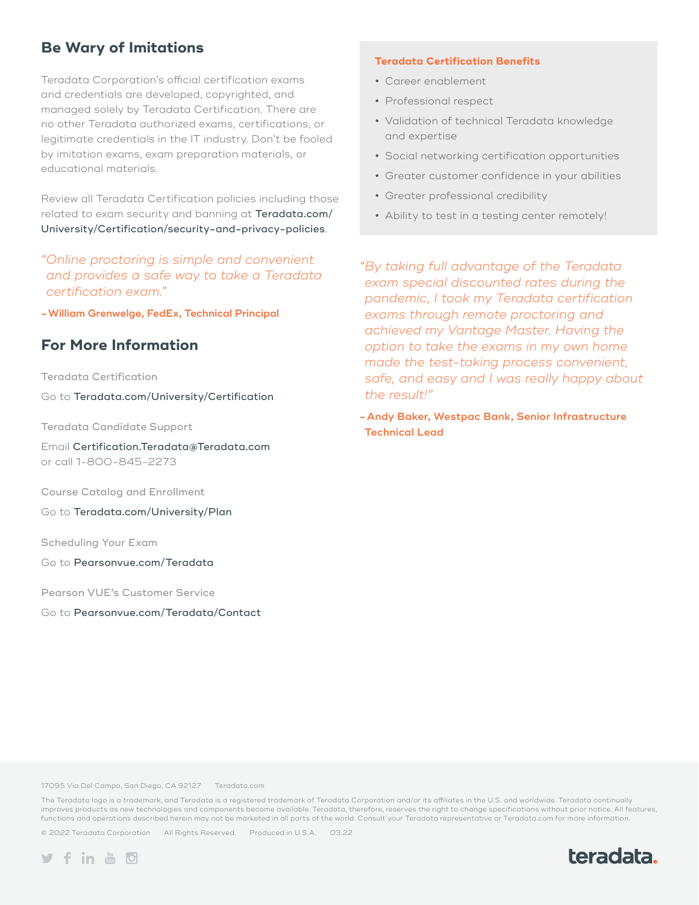## Be Wary of Imitations

Teradata Corporation's official certification exams and credentials are developed, copyrighted, and managed solely by Teradata Certification. There are no other Teradata authorized exams, certifications, or legitimate credentials in the IT industry. Don't be fooled by imitation exams, exam preparation materials, or educational materials.

Review all Teradata Certification policies including those related to exam security and banning at Teradata.com/University/Certification/security-and-privacy-policies.

*"Online proctoring is simple and convenient and provides a safe way to take a Teradata certification exam."*

**– William Grenwelge, FedEx, Technical Principal**

## For More Information

Teradata Certification

Go to Teradata.com/University/Certification

Teradata Candidate Support

Email Certification.Teradata@Teradata.com
or call 1-800-845-2273

Course Catalog and Enrollment

Go to Teradata.com/University/Plan

Scheduling Your Exam

Go to Pearsonvue.com/Teradata

Pearson VUE's Customer Service

Go to Pearsonvue.com/Teradata/Contact

**Teradata Certification Benefits**

- Career enablement
- Professional respect
- Validation of technical Teradata knowledge and expertise
- Social networking certification opportunities
- Greater customer confidence in your abilities
- Greater professional credibility
- Ability to test in a testing center remotely!

*"By taking full advantage of the Teradata exam special discounted rates during the pandemic, I took my Teradata certification exams through remote proctoring and achieved my Vantage Master. Having the option to take the exams in my own home made the test-taking process convenient, safe, and easy and I was really happy about the result!"*

**– Andy Baker, Westpac Bank, Senior Infrastructure Technical Lead**

17095 Via Del Campo, San Diego, CA 92127 Teradata.com

The Teradata logo is a trademark, and Teradata is a registered trademark of Teradata Corporation and/or its affiliates in the U.S. and worldwide. Teradata continually improves products as new technologies and components become available. Teradata, therefore, reserves the right to change specifications without prior notice. All features, functions and operations described herein may not be marketed in all parts of the world. Consult your Teradata representative or Teradata.com for more information.

© 2022 Teradata Corporation All Rights Reserved. Produced in U.S.A. 03.22

teradata.